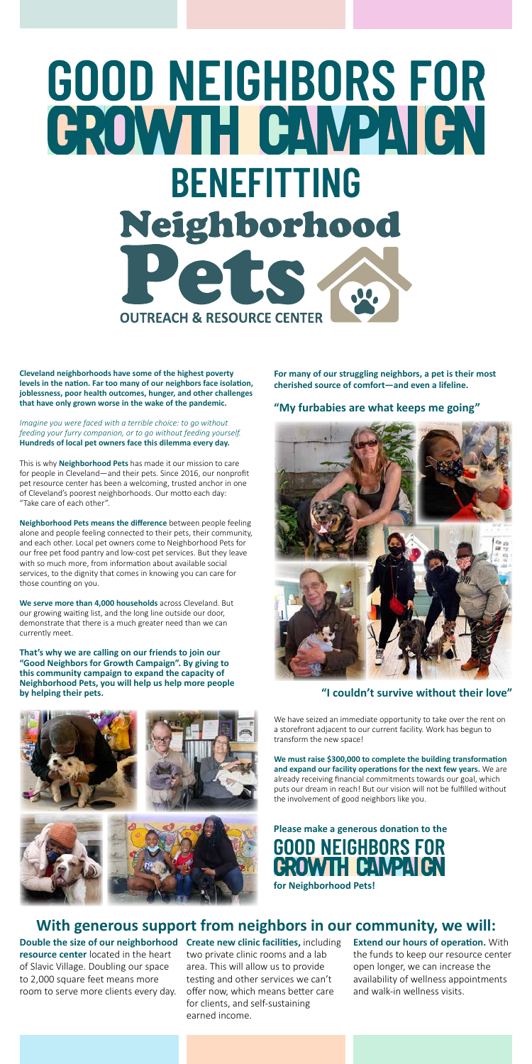# GOOD NEIGHBORS FOR GROWTH CAMPAIGN

## BENEFITTING

## Neighborhood Pets

### OUTREACH & RESOURCE CENTER

**Cleveland neighborhoods have some of the highest poverty levels in the nation. Far too many of our neighbors face isolation, joblessness, poor health outcomes, hunger, and other challenges that have only grown worse in the wake of the pandemic.**

*Imagine you were faced with a terrible choice: to go without feeding your furry companion, or to go without feeding yourself.* **Hundreds of local pet owners face this dilemma every day.**

This is why **Neighborhood Pets** has made it our mission to care for people in Cleveland—and their pets. Since 2016, our nonprofit pet resource center has been a welcoming, trusted anchor in one of Cleveland's poorest neighborhoods. Our motto each day: "Take care of each other".

**Neighborhood Pets means the difference** between people feeling alone and people feeling connected to their pets, their community, and each other. Local pet owners come to Neighborhood Pets for our free pet food pantry and low-cost pet services. But they leave with so much more, from information about available social services, to the dignity that comes in knowing you can care for those counting on you.

**We serve more than 4,000 households** across Cleveland. But our growing waiting list, and the long line outside our door, demonstrate that there is a much greater need than we can currently meet.

**That's why we are calling on our friends to join our "Good Neighbors for Growth Campaign". By giving to this community campaign to expand the capacity of Neighborhood Pets, you will help us help more people by helping their pets.**

**For many of our struggling neighbors, a pet is their most cherished source of comfort—and even a lifeline.**

### "My furbabies are what keeps me going"

### "I couldn't survive without their love"

We have seized an immediate opportunity to take over the rent on a storefront adjacent to our current facility. Work has begun to transform the new space!

**We must raise $300,000 to complete the building transformation and expand our facility operations for the next few years.** We are already receiving financial commitments towards our goal, which puts our dream in reach! But our vision will not be fulfilled without the involvement of good neighbors like you.

**Please make a generous donation to the**

**GOOD NEIGHBORS FOR GROWTH CAMPAIGN**

**for Neighborhood Pets!**

## With generous support from neighbors in our community, we will:

**Double the size of our neighborhood resource center** located in the heart of Slavic Village. Doubling our space to 2,000 square feet means more room to serve more clients every day.

**Create new clinic facilities,** including two private clinic rooms and a lab area. This will allow us to provide testing and other services we can't offer now, which means better care for clients, and self-sustaining earned income.

**Extend our hours of operation.** With the funds to keep our resource center open longer, we can increase the availability of wellness appointments and walk-in wellness visits.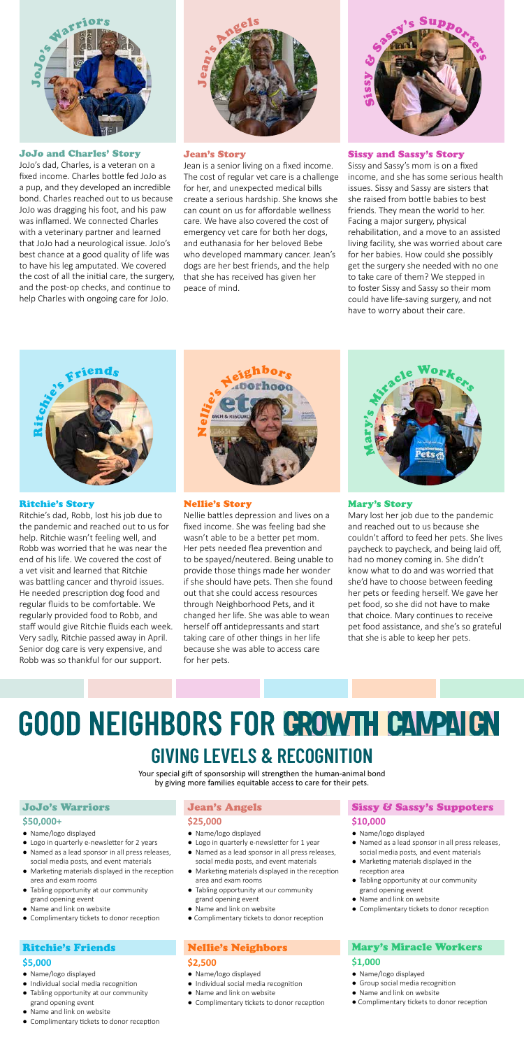JoJo's Warriors

## JoJo and Charles' Story

JoJo's dad, Charles, is a veteran on a fixed income. Charles bottle fed JoJo as a pup, and they developed an incredible bond. Charles reached out to us because JoJo was dragging his foot, and his paw was inflamed. We connected Charles with a veterinary partner and learned that JoJo had a neurological issue. JoJo's best chance at a good quality of life was to have his leg amputated. We covered the cost of all the initial care, the surgery, and the post-op checks, and continue to help Charles with ongoing care for JoJo.

Jean's Angels

## Jean's Story

Jean is a senior living on a fixed income. The cost of regular vet care is a challenge for her, and unexpected medical bills create a serious hardship. She knows she can count on us for affordable wellness care. We have also covered the cost of emergency vet care for both her dogs, and euthanasia for her beloved Bebe who developed mammary cancer. Jean's dogs are her best friends, and the help that she has received has given her peace of mind.

Sissy & Sassy's Supporters

## Sissy and Sassy's Story

Sissy and Sassy's mom is on a fixed income, and she has some serious health issues. Sissy and Sassy are sisters that she raised from bottle babies to best friends. They mean the world to her. Facing a major surgery, physical rehabilitation, and a move to an assisted living facility, she was worried about care for her babies. How could she possibly get the surgery she needed with no one to take care of them? We stepped in to foster Sissy and Sassy so their mom could have life-saving surgery, and not have to worry about their care.

Ritchie's Friends

## Ritchie's Story

Ritchie's dad, Robb, lost his job due to the pandemic and reached out to us for help. Ritchie wasn't feeling well, and Robb was worried that he was near the end of his life. We covered the cost of a vet visit and learned that Ritchie was battling cancer and thyroid issues. He needed prescription dog food and regular fluids to be comfortable. We regularly provided food to Robb, and staff would give Ritchie fluids each week. Very sadly, Ritchie passed away in April. Senior dog care is very expensive, and Robb was so thankful for our support.

Nellie's Neighbors

## Nellie's Story

Nellie battles depression and lives on a fixed income. She was feeling bad she wasn't able to be a better pet mom. Her pets needed flea prevention and to be spayed/neutered. Being unable to provide those things made her wonder if she should have pets. Then she found out that she could access resources through Neighborhood Pets, and it changed her life. She was able to wean herself off antidepressants and start taking care of other things in her life because she was able to access care for her pets.

Mary's Miracle Workers

## Mary's Story

Mary lost her job due to the pandemic and reached out to us because she couldn't afford to feed her pets. She lives paycheck to paycheck, and being laid off, had no money coming in. She didn't know what to do and was worried that she'd have to choose between feeding her pets or feeding herself. We gave her pet food, so she did not have to make that choice. Mary continues to receive pet food assistance, and she's so grateful that she is able to keep her pets.

# GOOD NEIGHBORS FOR GROWTH CAMPAIGN

## GIVING LEVELS & RECOGNITION

Your special gift of sponsorship will strengthen the human-animal bond by giving more families equitable access to care for their pets.

### JoJo's Warriors

**$50,000+**

- Name/logo displayed
- Logo in quarterly e-newsletter for 2 years
- Named as a lead sponsor in all press releases, social media posts, and event materials
- Marketing materials displayed in the reception area and exam rooms
- Tabling opportunity at our community grand opening event
- Name and link on website
- Complimentary tickets to donor reception

### Jean's Angels

**$25,000**

- Name/logo displayed
- Logo in quarterly e-newsletter for 1 year
- Named as a lead sponsor in all press releases, social media posts, and event materials
- Marketing materials displayed in the reception area and exam rooms
- Tabling opportunity at our community grand opening event
- Name and link on website
- Complimentary tickets to donor reception

### Sissy & Sassy's Suppoters

**$10,000**

- Name/logo displayed
- Named as a lead sponsor in all press releases, social media posts, and event materials
- Marketing materials displayed in the reception area
- Tabling opportunity at our community grand opening event
- Name and link on website
- Complimentary tickets to donor reception

### Ritchie's Friends

**$5,000**

- Name/logo displayed
- Individual social media recognition
- Tabling opportunity at our community grand opening event
- Name and link on website
- Complimentary tickets to donor reception

### Nellie's Neighbors

**$2,500**

- Name/logo displayed
- Individual social media recognition
- Name and link on website
- Complimentary tickets to donor reception

### Mary's Miracle Workers

**$1,000**

- Name/logo displayed
- Group social media recognition
- Name and link on website
- Complimentary tickets to donor reception